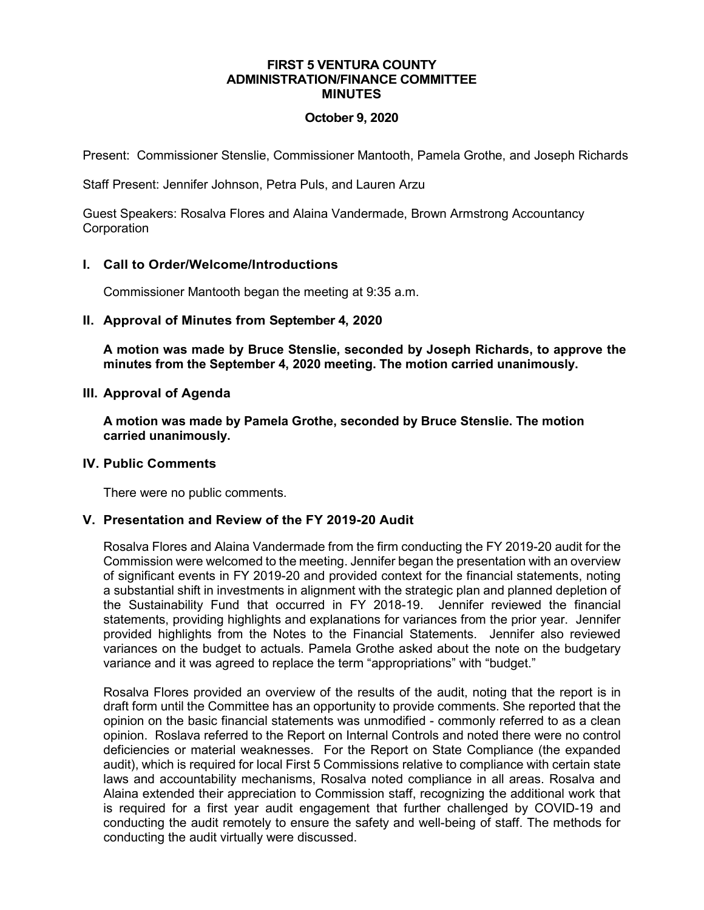**FIRST 5 VENTURA COUNTY**
**ADMINISTRATION/FINANCE COMMITTEE**
**MINUTES**

**October 9, 2020**

Present: Commissioner Stenslie, Commissioner Mantooth, Pamela Grothe, and Joseph Richards

Staff Present: Jennifer Johnson, Petra Puls, and Lauren Arzu

Guest Speakers: Rosalva Flores and Alaina Vandermade, Brown Armstrong Accountancy Corporation

## I. Call to Order/Welcome/Introductions

Commissioner Mantooth began the meeting at 9:35 a.m.

## II. Approval of Minutes from September 4, 2020

**A motion was made by Bruce Stenslie, seconded by Joseph Richards, to approve the minutes from the September 4, 2020 meeting. The motion carried unanimously.**

## III. Approval of Agenda

**A motion was made by Pamela Grothe, seconded by Bruce Stenslie. The motion carried unanimously.**

## IV. Public Comments

There were no public comments.

## V. Presentation and Review of the FY 2019-20 Audit

Rosalva Flores and Alaina Vandermade from the firm conducting the FY 2019-20 audit for the Commission were welcomed to the meeting. Jennifer began the presentation with an overview of significant events in FY 2019-20 and provided context for the financial statements, noting a substantial shift in investments in alignment with the strategic plan and planned depletion of the Sustainability Fund that occurred in FY 2018-19. Jennifer reviewed the financial statements, providing highlights and explanations for variances from the prior year. Jennifer provided highlights from the Notes to the Financial Statements. Jennifer also reviewed variances on the budget to actuals. Pamela Grothe asked about the note on the budgetary variance and it was agreed to replace the term "appropriations" with "budget."

Rosalva Flores provided an overview of the results of the audit, noting that the report is in draft form until the Committee has an opportunity to provide comments. She reported that the opinion on the basic financial statements was unmodified - commonly referred to as a clean opinion. Roslava referred to the Report on Internal Controls and noted there were no control deficiencies or material weaknesses. For the Report on State Compliance (the expanded audit), which is required for local First 5 Commissions relative to compliance with certain state laws and accountability mechanisms, Rosalva noted compliance in all areas. Rosalva and Alaina extended their appreciation to Commission staff, recognizing the additional work that is required for a first year audit engagement that further challenged by COVID-19 and conducting the audit remotely to ensure the safety and well-being of staff. The methods for conducting the audit virtually were discussed.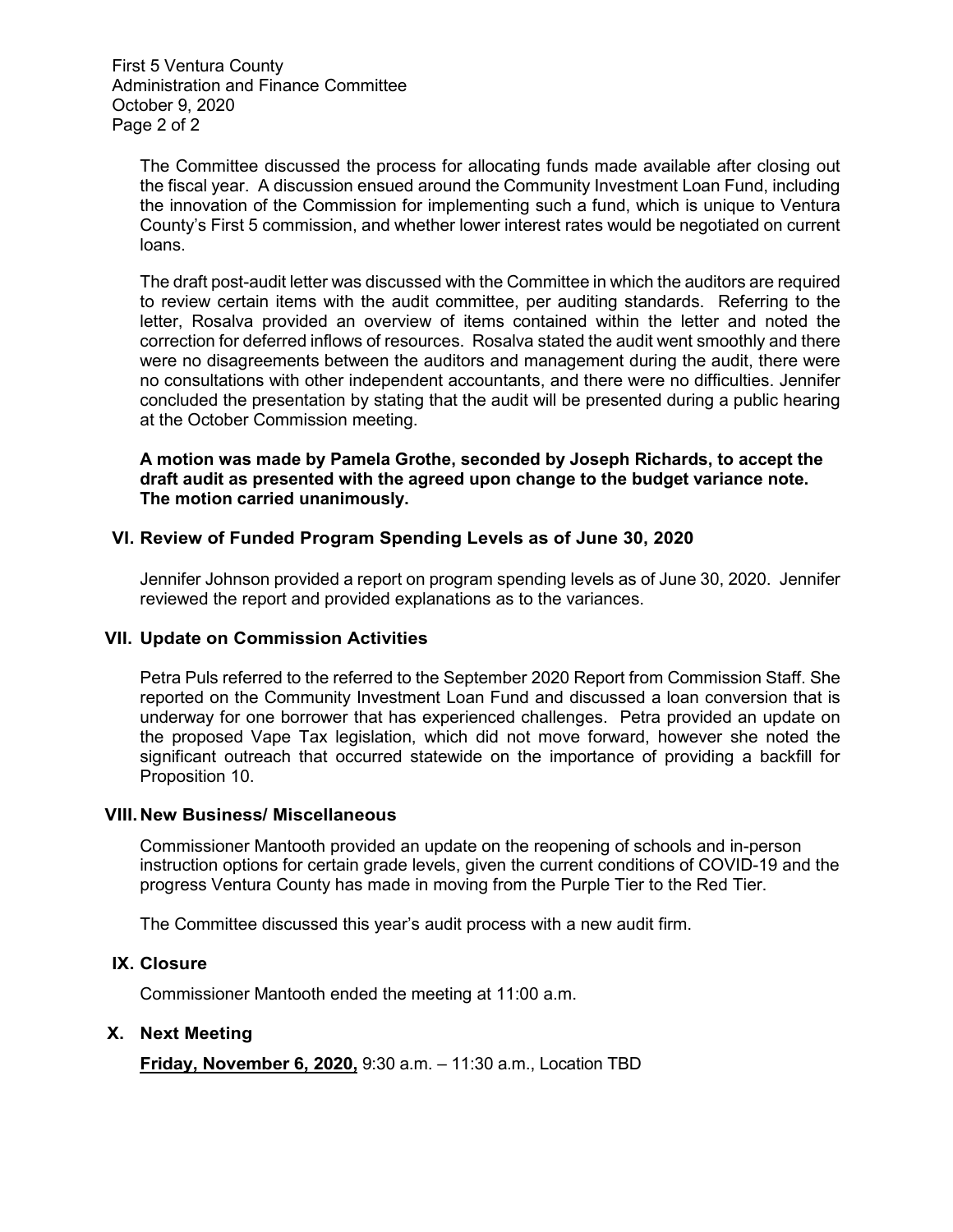The Committee discussed the process for allocating funds made available after closing out the fiscal year. A discussion ensued around the Community Investment Loan Fund, including the innovation of the Commission for implementing such a fund, which is unique to Ventura County's First 5 commission, and whether lower interest rates would be negotiated on current loans.

The draft post-audit letter was discussed with the Committee in which the auditors are required to review certain items with the audit committee, per auditing standards. Referring to the letter, Rosalva provided an overview of items contained within the letter and noted the correction for deferred inflows of resources. Rosalva stated the audit went smoothly and there were no disagreements between the auditors and management during the audit, there were no consultations with other independent accountants, and there were no difficulties. Jennifer concluded the presentation by stating that the audit will be presented during a public hearing at the October Commission meeting.

**A motion was made by Pamela Grothe, seconded by Joseph Richards, to accept the draft audit as presented with the agreed upon change to the budget variance note. The motion carried unanimously.**

## VI. Review of Funded Program Spending Levels as of June 30, 2020

Jennifer Johnson provided a report on program spending levels as of June 30, 2020. Jennifer reviewed the report and provided explanations as to the variances.

## VII. Update on Commission Activities

Petra Puls referred to the referred to the September 2020 Report from Commission Staff. She reported on the Community Investment Loan Fund and discussed a loan conversion that is underway for one borrower that has experienced challenges. Petra provided an update on the proposed Vape Tax legislation, which did not move forward, however she noted the significant outreach that occurred statewide on the importance of providing a backfill for Proposition 10.

## VIII. New Business/ Miscellaneous

Commissioner Mantooth provided an update on the reopening of schools and in-person instruction options for certain grade levels, given the current conditions of COVID-19 and the progress Ventura County has made in moving from the Purple Tier to the Red Tier.

The Committee discussed this year's audit process with a new audit firm.

## IX. Closure

Commissioner Mantooth ended the meeting at 11:00 a.m.

## X. Next Meeting

**Friday, November 6, 2020,** 9:30 a.m. – 11:30 a.m., Location TBD